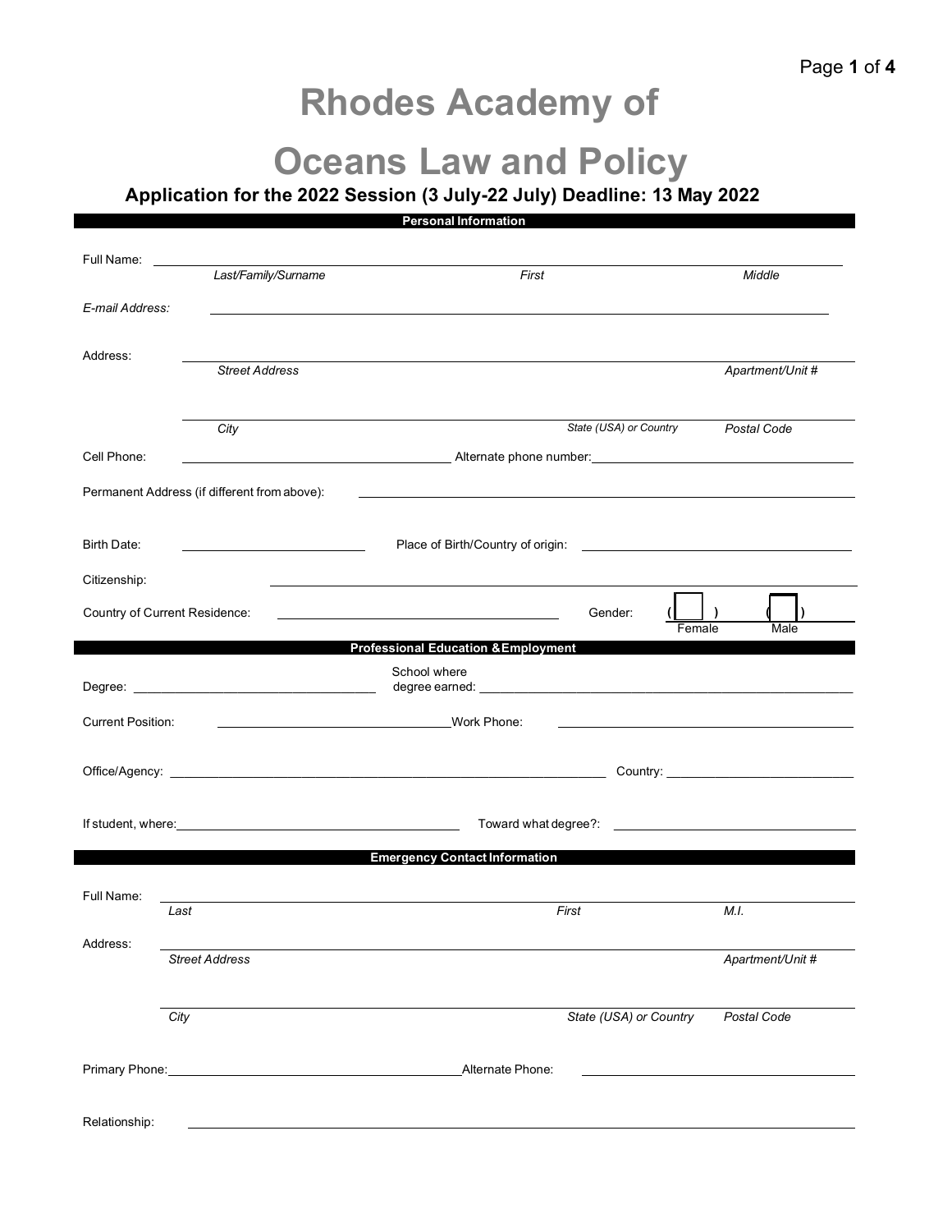# Rhodes Academy of

# Oceans Law and Policy

### Application for the 2022 Session (3 July-22 July) Deadline: 13 May 2022

**Personal Information**

Full Name: ______________________________________________

*Last/Family/Surname* *First* *Middle*

*E-mail Address:* ______________________________________________

Address: ______________________________________________

*Street Address* *Apartment/Unit #*

______________________________________________

*City* *State (USA) or Country* *Postal Code*

Cell Phone: ____________________ Alternate phone number: ____________________

Permanent Address (if different from above): ______________________________

Birth Date: ____________________ Place of Birth/Country of origin: ____________________

Citizenship: ______________________________________________

Country of Current Residence: ____________________ Gender: ( ) Female ( ) Male

**Professional Education & Employment**

Degree: ____________________ School where degree earned: ____________________

Current Position: ____________________ Work Phone: ____________________

Office/Agency: ____________________ Country: ____________________

If student, where: ____________________ Toward what degree?: ____________________

**Emergency Contact Information**

Full Name: ______________________________________________

*Last* *First* *M.I.*

Address: ______________________________________________

*Street Address* *Apartment/Unit #*

______________________________________________

*City* *State (USA) or Country* *Postal Code*

Primary Phone: ____________________ Alternate Phone: ____________________

Relationship: ______________________________________________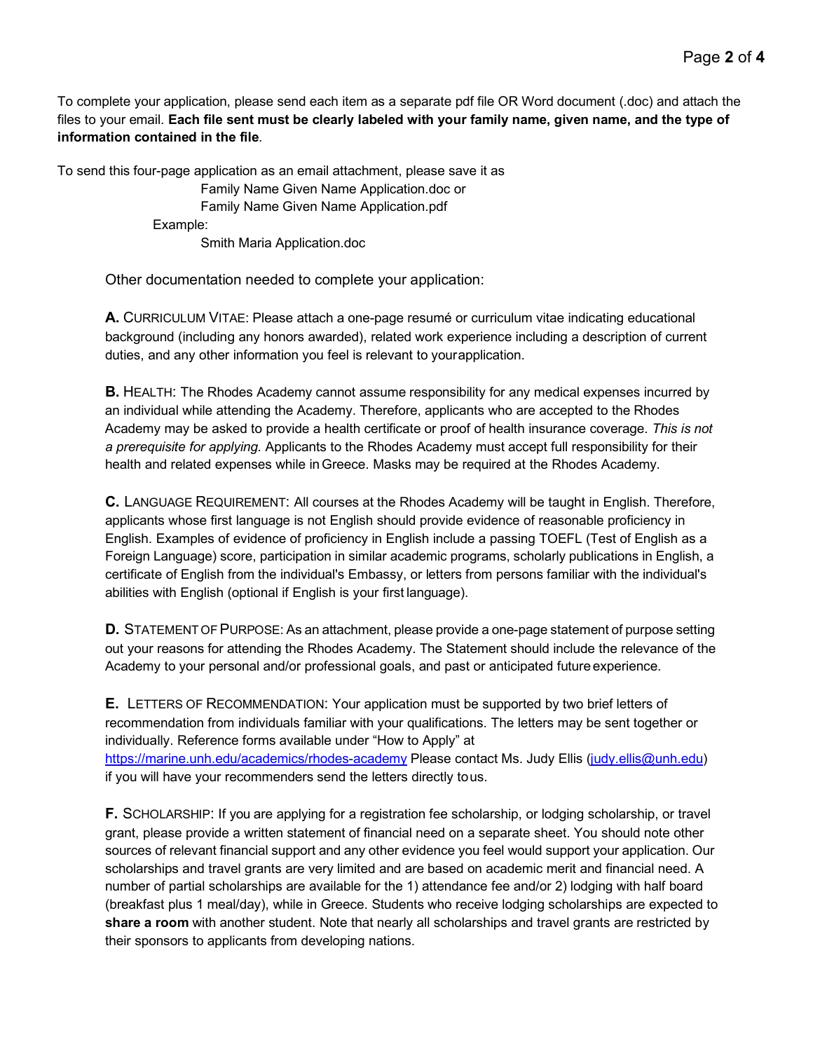To complete your application, please send each item as a separate pdf file OR Word document (.doc) and attach the files to your email. **Each file sent must be clearly labeled with your family name, given name, and the type of information contained in the file**.

To send this four-page application as an email attachment, please save it as

Family Name Given Name Application.doc or
Family Name Given Name Application.pdf

Example:

Smith Maria Application.doc

Other documentation needed to complete your application:

**A.** CURRICULUM VITAE: Please attach a one-page resumé or curriculum vitae indicating educational background (including any honors awarded), related work experience including a description of current duties, and any other information you feel is relevant to your application.

**B.** HEALTH: The Rhodes Academy cannot assume responsibility for any medical expenses incurred by an individual while attending the Academy. Therefore, applicants who are accepted to the Rhodes Academy may be asked to provide a health certificate or proof of health insurance coverage. *This is not a prerequisite for applying.* Applicants to the Rhodes Academy must accept full responsibility for their health and related expenses while in Greece. Masks may be required at the Rhodes Academy.

**C.** LANGUAGE REQUIREMENT: All courses at the Rhodes Academy will be taught in English. Therefore, applicants whose first language is not English should provide evidence of reasonable proficiency in English. Examples of evidence of proficiency in English include a passing TOEFL (Test of English as a Foreign Language) score, participation in similar academic programs, scholarly publications in English, a certificate of English from the individual's Embassy, or letters from persons familiar with the individual's abilities with English (optional if English is your first language).

**D.** STATEMENT OF PURPOSE: As an attachment, please provide a one-page statement of purpose setting out your reasons for attending the Rhodes Academy. The Statement should include the relevance of the Academy to your personal and/or professional goals, and past or anticipated future experience.

**E.** LETTERS OF RECOMMENDATION: Your application must be supported by two brief letters of recommendation from individuals familiar with your qualifications. The letters may be sent together or individually. Reference forms available under "How to Apply" at https://marine.unh.edu/academics/rhodes-academy Please contact Ms. Judy Ellis (judy.ellis@unh.edu) if you will have your recommenders send the letters directly to us.

**F.** SCHOLARSHIP: If you are applying for a registration fee scholarship, or lodging scholarship, or travel grant, please provide a written statement of financial need on a separate sheet. You should note other sources of relevant financial support and any other evidence you feel would support your application. Our scholarships and travel grants are very limited and are based on academic merit and financial need. A number of partial scholarships are available for the 1) attendance fee and/or 2) lodging with half board (breakfast plus 1 meal/day), while in Greece. Students who receive lodging scholarships are expected to **share a room** with another student. Note that nearly all scholarships and travel grants are restricted by their sponsors to applicants from developing nations.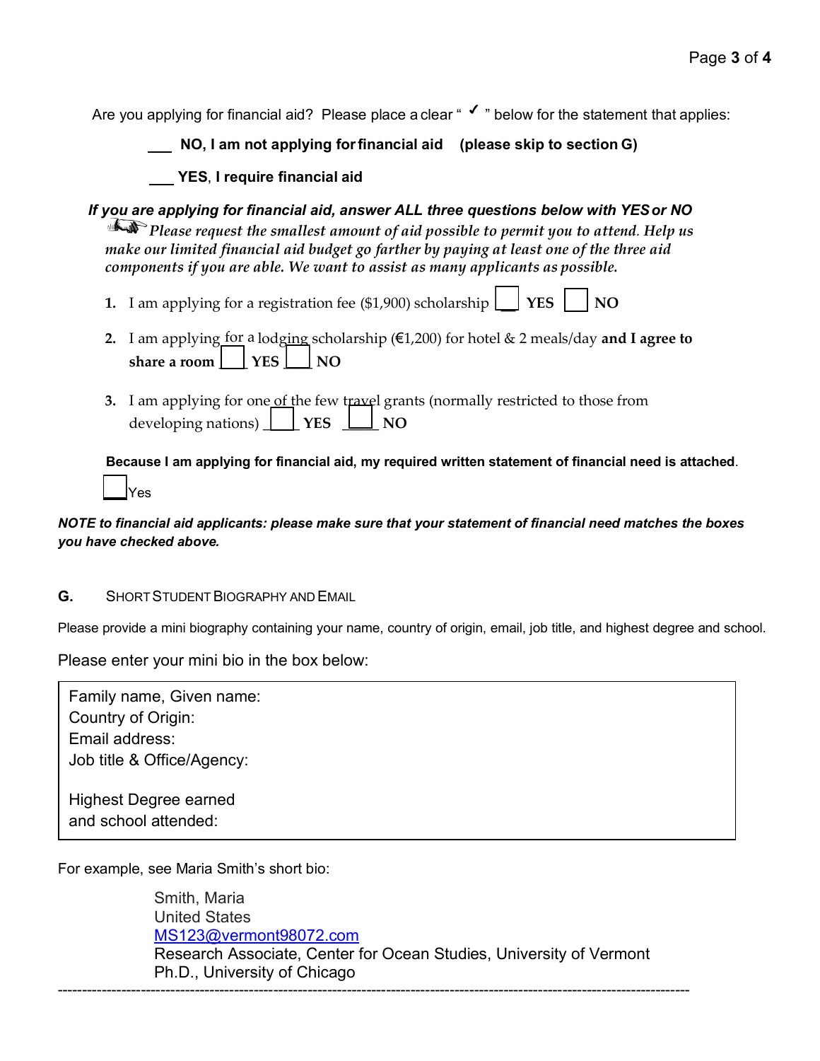Are you applying for financial aid? Please place a clear " ✓ " below for the statement that applies:

\_\_\_ **NO, I am not applying for financial aid (please skip to section G)**

\_\_\_ **YES, I require financial aid**

***If you are applying for financial aid, answer ALL three questions below with YES or NO***

☞ ***Please request the smallest amount of aid possible to permit you to attend. Help us make our limited financial aid budget go farther by paying at least one of the three aid components if you are able. We want to assist as many applicants as possible.***

1. I am applying for a registration fee ($1,900) scholarship ☐ **YES** ☐ **NO**
2. I am applying for a lodging scholarship (€1,200) for hotel & 2 meals/day **and I agree to share a room** ☐ **YES** ☐ **NO**
3. I am applying for one of the few travel grants (normally restricted to those from developing nations) ☐ **YES** ☐ **NO**

**Because I am applying for financial aid, my required written statement of financial need is attached.**

☐ Yes

***NOTE to financial aid applicants: please make sure that your statement of financial need matches the boxes you have checked above.***

## G. SHORT STUDENT BIOGRAPHY AND EMAIL

Please provide a mini biography containing your name, country of origin, email, job title, and highest degree and school.

Please enter your mini bio in the box below:

Family name, Given name:
Country of Origin:
Email address:
Job title & Office/Agency:

Highest Degree earned
and school attended:

For example, see Maria Smith's short bio:

Smith, Maria
United States
MS123@vermont98072.com
Research Associate, Center for Ocean Studies, University of Vermont
Ph.D., University of Chicago

---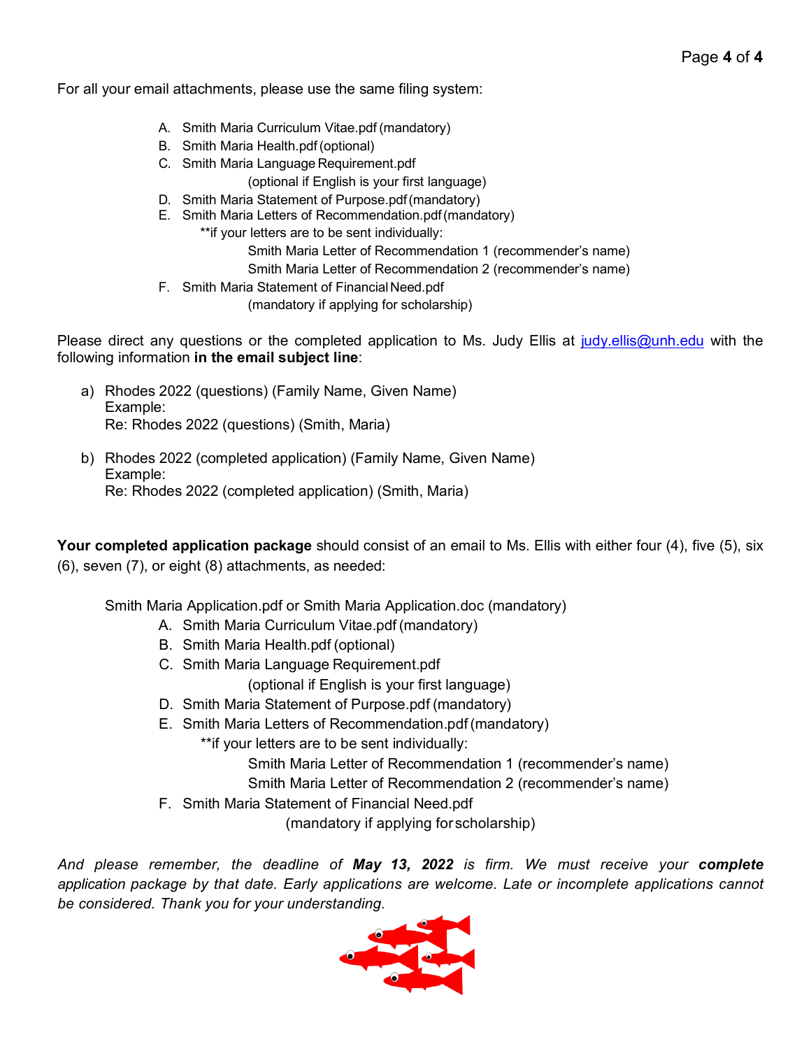For all your email attachments, please use the same filing system:

A. Smith Maria Curriculum Vitae.pdf (mandatory)
B. Smith Maria Health.pdf (optional)
C. Smith Maria Language Requirement.pdf
   (optional if English is your first language)
D. Smith Maria Statement of Purpose.pdf (mandatory)
E. Smith Maria Letters of Recommendation.pdf (mandatory)
   **if your letters are to be sent individually:
   Smith Maria Letter of Recommendation 1 (recommender's name)
   Smith Maria Letter of Recommendation 2 (recommender's name)
F. Smith Maria Statement of Financial Need.pdf
   (mandatory if applying for scholarship)

Please direct any questions or the completed application to Ms. Judy Ellis at judy.ellis@unh.edu with the following information **in the email subject line**:

a) Rhodes 2022 (questions) (Family Name, Given Name)
   Example:
   Re: Rhodes 2022 (questions) (Smith, Maria)

b) Rhodes 2022 (completed application) (Family Name, Given Name)
   Example:
   Re: Rhodes 2022 (completed application) (Smith, Maria)

**Your completed application package** should consist of an email to Ms. Ellis with either four (4), five (5), six (6), seven (7), or eight (8) attachments, as needed:

Smith Maria Application.pdf or Smith Maria Application.doc (mandatory)

A. Smith Maria Curriculum Vitae.pdf (mandatory)
B. Smith Maria Health.pdf (optional)
C. Smith Maria Language Requirement.pdf
   (optional if English is your first language)
D. Smith Maria Statement of Purpose.pdf (mandatory)
E. Smith Maria Letters of Recommendation.pdf (mandatory)
   **if your letters are to be sent individually:
   Smith Maria Letter of Recommendation 1 (recommender's name)
   Smith Maria Letter of Recommendation 2 (recommender's name)
F. Smith Maria Statement of Financial Need.pdf
   (mandatory if applying for scholarship)

*And please remember, the deadline of **May 13, 2022** is firm. We must receive your **complete** application package by that date. Early applications are welcome. Late or incomplete applications cannot be considered. Thank you for your understanding.*